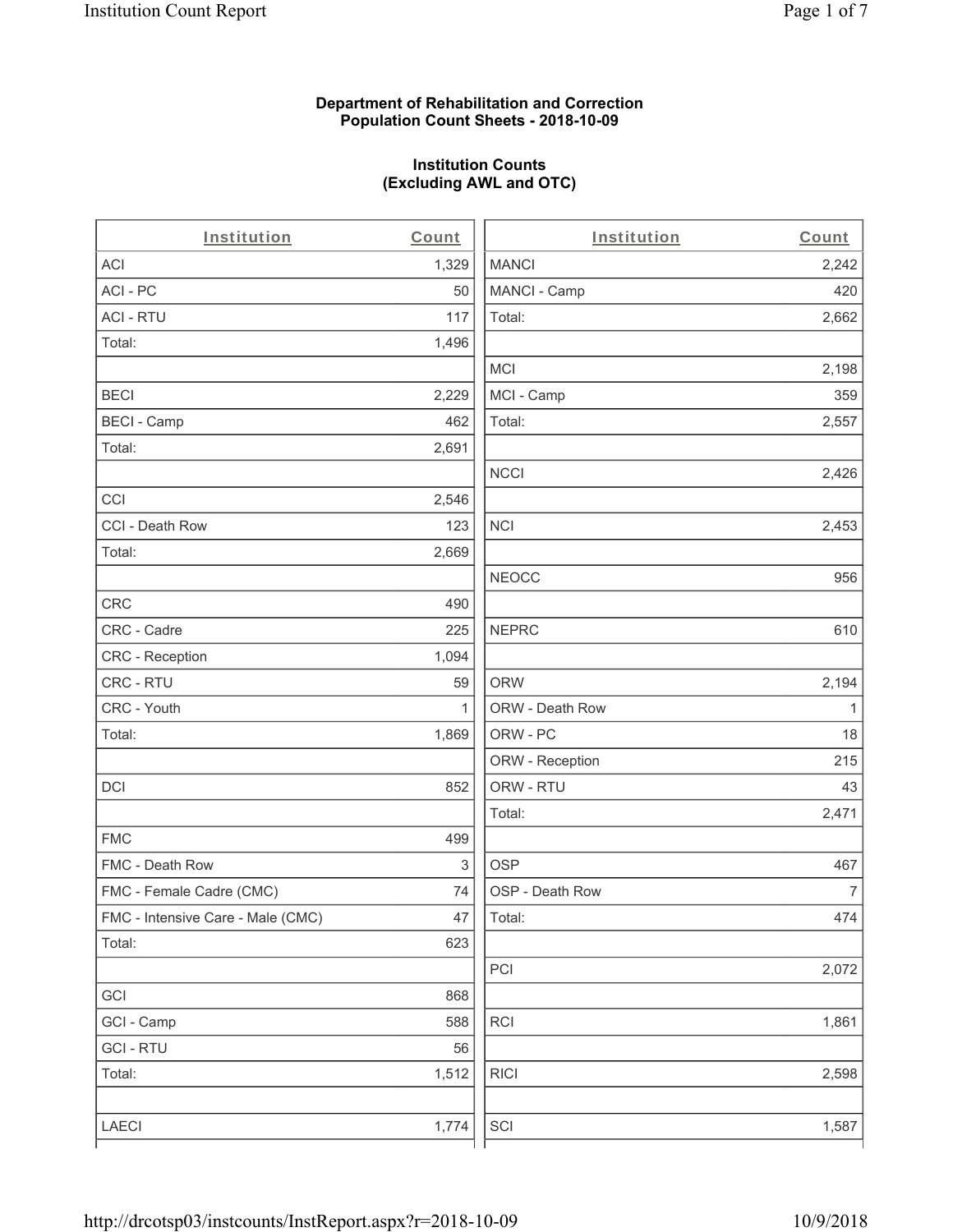**Department of Rehabilitation and Correction**
**Population Count Sheets - 2018-10-09**

**Institution Counts**
**(Excluding AWL and OTC)**

| Institution | Count | Institution | Count |
|---|---|---|---|
| ACI | 1,329 | MANCI | 2,242 |
| ACI - PC | 50 | MANCI - Camp | 420 |
| ACI - RTU | 117 | Total: | 2,662 |
| Total: | 1,496 | | |
| | | MCI | 2,198 |
| BECI | 2,229 | MCI - Camp | 359 |
| BECI - Camp | 462 | Total: | 2,557 |
| Total: | 2,691 | | |
| | | NCCI | 2,426 |
| CCI | 2,546 | | |
| CCI - Death Row | 123 | NCI | 2,453 |
| Total: | 2,669 | | |
| | | NEOCC | 956 |
| CRC | 490 | | |
| CRC - Cadre | 225 | NEPRC | 610 |
| CRC - Reception | 1,094 | | |
| CRC - RTU | 59 | ORW | 2,194 |
| CRC - Youth | 1 | ORW - Death Row | 1 |
| Total: | 1,869 | ORW - PC | 18 |
| | | ORW - Reception | 215 |
| DCI | 852 | ORW - RTU | 43 |
| | | Total: | 2,471 |
| FMC | 499 | | |
| FMC - Death Row | 3 | OSP | 467 |
| FMC - Female Cadre (CMC) | 74 | OSP - Death Row | 7 |
| FMC - Intensive Care - Male (CMC) | 47 | Total: | 474 |
| Total: | 623 | | |
| | | PCI | 2,072 |
| GCI | 868 | | |
| GCI - Camp | 588 | RCI | 1,861 |
| GCI - RTU | 56 | | |
| Total: | 1,512 | RICI | 2,598 |
| | | | |
| LAECI | 1,774 | SCI | 1,587 |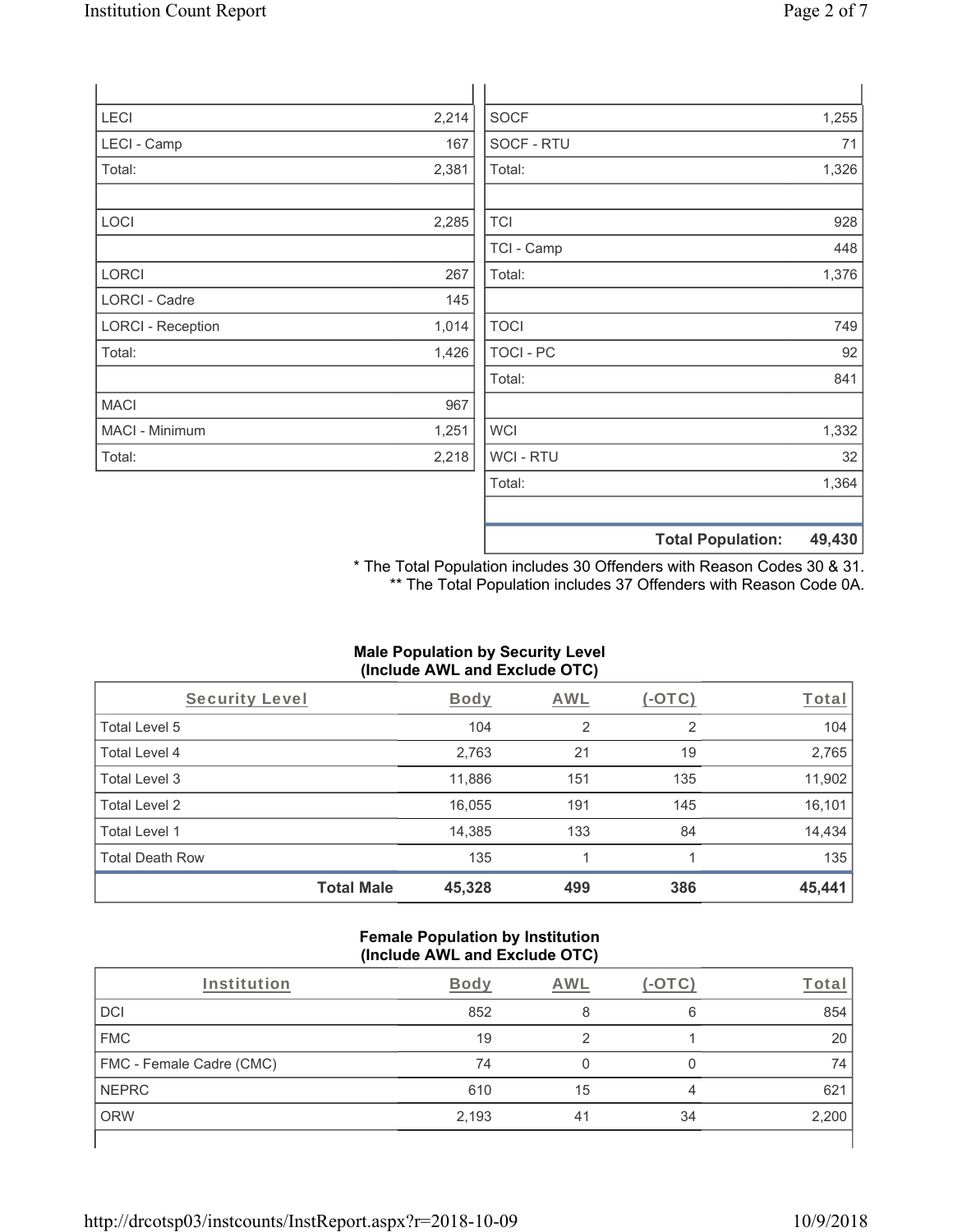| | |
|---|---|
| LECI | 2,214 |
| LECI - Camp | 167 |
| Total: | 2,381 |
| | |
| LOCI | 2,285 |
| | |
| LORCI | 267 |
| LORCI - Cadre | 145 |
| LORCI - Reception | 1,014 |
| Total: | 1,426 |
| | |
| MACI | 967 |
| MACI - Minimum | 1,251 |
| Total: | 2,218 |

| | |
|---|---|
| SOCF | 1,255 |
| SOCF - RTU | 71 |
| Total: | 1,326 |
| | |
| TCI | 928 |
| TCI - Camp | 448 |
| Total: | 1,376 |
| | |
| TOCI | 749 |
| TOCI - PC | 92 |
| Total: | 841 |
| | |
| WCI | 1,332 |
| WCI - RTU | 32 |
| Total: | 1,364 |
| | |
| **Total Population:** | **49,430** |

\* The Total Population includes 30 Offenders with Reason Codes 30 & 31.
\*\* The Total Population includes 37 Offenders with Reason Code 0A.

**Male Population by Security Level (Include AWL and Exclude OTC)**

| Security Level | Body | AWL | (-OTC) | Total |
|---|---|---|---|---|
| Total Level 5 | 104 | 2 | 2 | 104 |
| Total Level 4 | 2,763 | 21 | 19 | 2,765 |
| Total Level 3 | 11,886 | 151 | 135 | 11,902 |
| Total Level 2 | 16,055 | 191 | 145 | 16,101 |
| Total Level 1 | 14,385 | 133 | 84 | 14,434 |
| Total Death Row | 135 | 1 | 1 | 135 |
| **Total Male** | **45,328** | **499** | **386** | **45,441** |

**Female Population by Institution (Include AWL and Exclude OTC)**

| Institution | Body | AWL | (-OTC) | Total |
|---|---|---|---|---|
| DCI | 852 | 8 | 6 | 854 |
| FMC | 19 | 2 | 1 | 20 |
| FMC - Female Cadre (CMC) | 74 | 0 | 0 | 74 |
| NEPRC | 610 | 15 | 4 | 621 |
| ORW | 2,193 | 41 | 34 | 2,200 |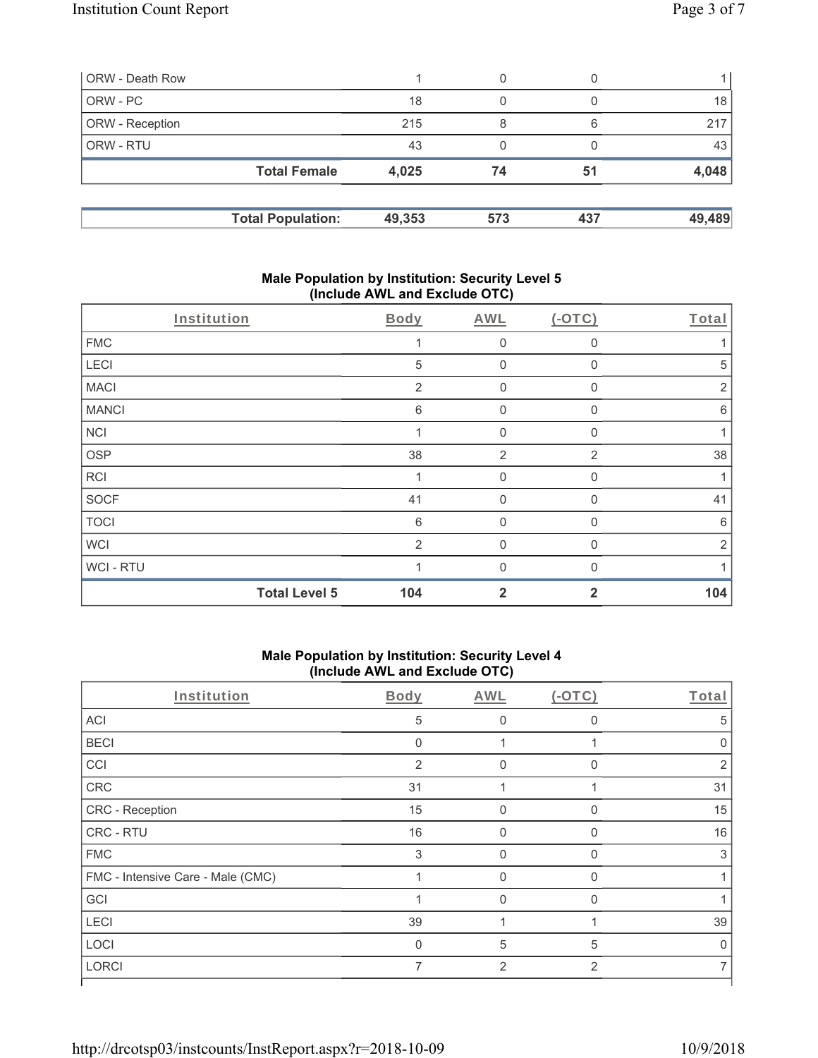| | | | | |
|---|---|---|---|---|
| ORW - Death Row | 1 | 0 | 0 | 1 |
| ORW - PC | 18 | 0 | 0 | 18 |
| ORW - Reception | 215 | 8 | 6 | 217 |
| ORW - RTU | 43 | 0 | 0 | 43 |
| **Total Female** | **4,025** | **74** | **51** | **4,048** |

| | | | | |
|---|---|---|---|---|
| **Total Population:** | **49,353** | **573** | **437** | **49,489** |

## Male Population by Institution: Security Level 5 (Include AWL and Exclude OTC)

| Institution | Body | AWL | (-OTC) | Total |
|---|---|---|---|---|
| FMC | 1 | 0 | 0 | 1 |
| LECI | 5 | 0 | 0 | 5 |
| MACI | 2 | 0 | 0 | 2 |
| MANCI | 6 | 0 | 0 | 6 |
| NCI | 1 | 0 | 0 | 1 |
| OSP | 38 | 2 | 2 | 38 |
| RCI | 1 | 0 | 0 | 1 |
| SOCF | 41 | 0 | 0 | 41 |
| TOCI | 6 | 0 | 0 | 6 |
| WCI | 2 | 0 | 0 | 2 |
| WCI - RTU | 1 | 0 | 0 | 1 |
| **Total Level 5** | **104** | **2** | **2** | **104** |

## Male Population by Institution: Security Level 4 (Include AWL and Exclude OTC)

| Institution | Body | AWL | (-OTC) | Total |
|---|---|---|---|---|
| ACI | 5 | 0 | 0 | 5 |
| BECI | 0 | 1 | 1 | 0 |
| CCI | 2 | 0 | 0 | 2 |
| CRC | 31 | 1 | 1 | 31 |
| CRC - Reception | 15 | 0 | 0 | 15 |
| CRC - RTU | 16 | 0 | 0 | 16 |
| FMC | 3 | 0 | 0 | 3 |
| FMC - Intensive Care - Male (CMC) | 1 | 0 | 0 | 1 |
| GCI | 1 | 0 | 0 | 1 |
| LECI | 39 | 1 | 1 | 39 |
| LOCI | 0 | 5 | 5 | 0 |
| LORCI | 7 | 2 | 2 | 7 |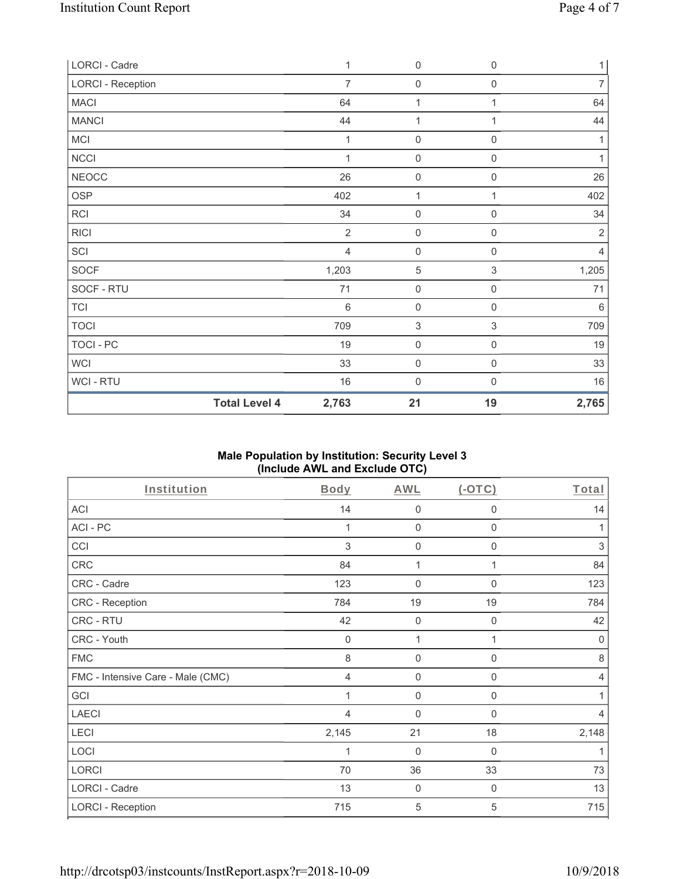| LORCI - Cadre | | 1 | 0 | 0 | 1 |
|---|---|---|---|---|---|
| LORCI - Reception | | 7 | 0 | 0 | 7 |
| MACI | | 64 | 1 | 1 | 64 |
| MANCI | | 44 | 1 | 1 | 44 |
| MCI | | 1 | 0 | 0 | 1 |
| NCCI | | 1 | 0 | 0 | 1 |
| NEOCC | | 26 | 0 | 0 | 26 |
| OSP | | 402 | 1 | 1 | 402 |
| RCI | | 34 | 0 | 0 | 34 |
| RICI | | 2 | 0 | 0 | 2 |
| SCI | | 4 | 0 | 0 | 4 |
| SOCF | | 1,203 | 5 | 3 | 1,205 |
| SOCF - RTU | | 71 | 0 | 0 | 71 |
| TCI | | 6 | 0 | 0 | 6 |
| TOCI | | 709 | 3 | 3 | 709 |
| TOCI - PC | | 19 | 0 | 0 | 19 |
| WCI | | 33 | 0 | 0 | 33 |
| WCI - RTU | | 16 | 0 | 0 | 16 |
| | **Total Level 4** | **2,763** | **21** | **19** | **2,765** |

## Male Population by Institution: Security Level 3 (Include AWL and Exclude OTC)

| Institution | Body | AWL | (-OTC) | Total |
|---|---|---|---|---|
| ACI | 14 | 0 | 0 | 14 |
| ACI - PC | 1 | 0 | 0 | 1 |
| CCI | 3 | 0 | 0 | 3 |
| CRC | 84 | 1 | 1 | 84 |
| CRC - Cadre | 123 | 0 | 0 | 123 |
| CRC - Reception | 784 | 19 | 19 | 784 |
| CRC - RTU | 42 | 0 | 0 | 42 |
| CRC - Youth | 0 | 1 | 1 | 0 |
| FMC | 8 | 0 | 0 | 8 |
| FMC - Intensive Care - Male (CMC) | 4 | 0 | 0 | 4 |
| GCI | 1 | 0 | 0 | 1 |
| LAECI | 4 | 0 | 0 | 4 |
| LECI | 2,145 | 21 | 18 | 2,148 |
| LOCI | 1 | 0 | 0 | 1 |
| LORCI | 70 | 36 | 33 | 73 |
| LORCI - Cadre | 13 | 0 | 0 | 13 |
| LORCI - Reception | 715 | 5 | 5 | 715 |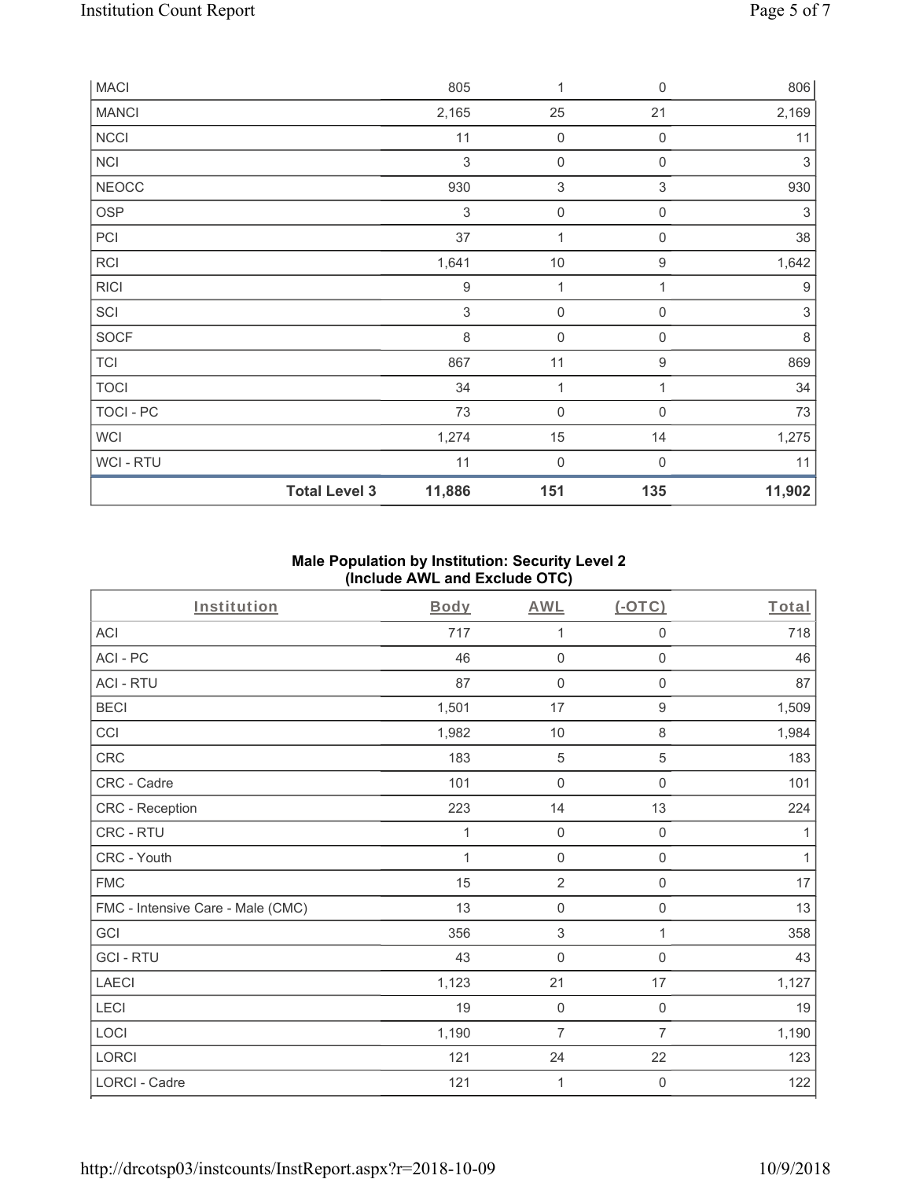| MACI | | 805 | 1 | 0 | 806 |
|---|---|---|---|---|---|
| MANCI | | 2,165 | 25 | 21 | 2,169 |
| NCCI | | 11 | 0 | 0 | 11 |
| NCI | | 3 | 0 | 0 | 3 |
| NEOCC | | 930 | 3 | 3 | 930 |
| OSP | | 3 | 0 | 0 | 3 |
| PCI | | 37 | 1 | 0 | 38 |
| RCI | | 1,641 | 10 | 9 | 1,642 |
| RICI | | 9 | 1 | 1 | 9 |
| SCI | | 3 | 0 | 0 | 3 |
| SOCF | | 8 | 0 | 0 | 8 |
| TCI | | 867 | 11 | 9 | 869 |
| TOCI | | 34 | 1 | 1 | 34 |
| TOCI - PC | | 73 | 0 | 0 | 73 |
| WCI | | 1,274 | 15 | 14 | 1,275 |
| WCI - RTU | | 11 | 0 | 0 | 11 |
| | **Total Level 3** | **11,886** | **151** | **135** | **11,902** |

### Male Population by Institution: Security Level 2 (Include AWL and Exclude OTC)

| Institution | Body | AWL | (-OTC) | Total |
|---|---|---|---|---|
| ACI | 717 | 1 | 0 | 718 |
| ACI - PC | 46 | 0 | 0 | 46 |
| ACI - RTU | 87 | 0 | 0 | 87 |
| BECI | 1,501 | 17 | 9 | 1,509 |
| CCI | 1,982 | 10 | 8 | 1,984 |
| CRC | 183 | 5 | 5 | 183 |
| CRC - Cadre | 101 | 0 | 0 | 101 |
| CRC - Reception | 223 | 14 | 13 | 224 |
| CRC - RTU | 1 | 0 | 0 | 1 |
| CRC - Youth | 1 | 0 | 0 | 1 |
| FMC | 15 | 2 | 0 | 17 |
| FMC - Intensive Care - Male (CMC) | 13 | 0 | 0 | 13 |
| GCI | 356 | 3 | 1 | 358 |
| GCI - RTU | 43 | 0 | 0 | 43 |
| LAECI | 1,123 | 21 | 17 | 1,127 |
| LECI | 19 | 0 | 0 | 19 |
| LOCI | 1,190 | 7 | 7 | 1,190 |
| LORCI | 121 | 24 | 22 | 123 |
| LORCI - Cadre | 121 | 1 | 0 | 122 |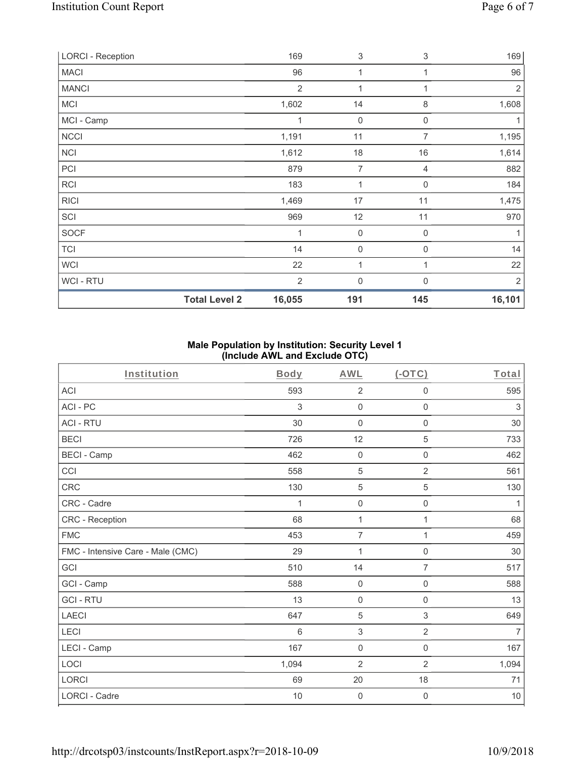| LORCI - Reception | 169 | 3 | 3 | 169 |
|---|---|---|---|---|
| MACI | 96 | 1 | 1 | 96 |
| MANCI | 2 | 1 | 1 | 2 |
| MCI | 1,602 | 14 | 8 | 1,608 |
| MCI - Camp | 1 | 0 | 0 | 1 |
| NCCI | 1,191 | 11 | 7 | 1,195 |
| NCI | 1,612 | 18 | 16 | 1,614 |
| PCI | 879 | 7 | 4 | 882 |
| RCI | 183 | 1 | 0 | 184 |
| RICI | 1,469 | 17 | 11 | 1,475 |
| SCI | 969 | 12 | 11 | 970 |
| SOCF | 1 | 0 | 0 | 1 |
| TCI | 14 | 0 | 0 | 14 |
| WCI | 22 | 1 | 1 | 22 |
| WCI - RTU | 2 | 0 | 0 | 2 |
| **Total Level 2** | **16,055** | **191** | **145** | **16,101** |

**Male Population by Institution: Security Level 1 (Include AWL and Exclude OTC)**

| Institution | Body | AWL | (-OTC) | Total |
|---|---|---|---|---|
| ACI | 593 | 2 | 0 | 595 |
| ACI - PC | 3 | 0 | 0 | 3 |
| ACI - RTU | 30 | 0 | 0 | 30 |
| BECI | 726 | 12 | 5 | 733 |
| BECI - Camp | 462 | 0 | 0 | 462 |
| CCI | 558 | 5 | 2 | 561 |
| CRC | 130 | 5 | 5 | 130 |
| CRC - Cadre | 1 | 0 | 0 | 1 |
| CRC - Reception | 68 | 1 | 1 | 68 |
| FMC | 453 | 7 | 1 | 459 |
| FMC - Intensive Care - Male (CMC) | 29 | 1 | 0 | 30 |
| GCI | 510 | 14 | 7 | 517 |
| GCI - Camp | 588 | 0 | 0 | 588 |
| GCI - RTU | 13 | 0 | 0 | 13 |
| LAECI | 647 | 5 | 3 | 649 |
| LECI | 6 | 3 | 2 | 7 |
| LECI - Camp | 167 | 0 | 0 | 167 |
| LOCI | 1,094 | 2 | 2 | 1,094 |
| LORCI | 69 | 20 | 18 | 71 |
| LORCI - Cadre | 10 | 0 | 0 | 10 |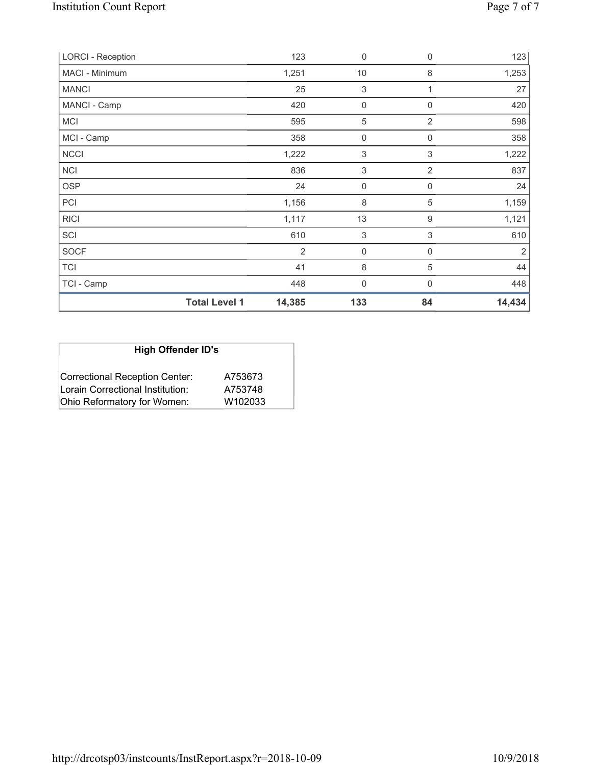| | | | | |
|---|---|---|---|---|
| LORCI - Reception | 123 | 0 | 0 | 123 |
| MACI - Minimum | 1,251 | 10 | 8 | 1,253 |
| MANCI | 25 | 3 | 1 | 27 |
| MANCI - Camp | 420 | 0 | 0 | 420 |
| MCI | 595 | 5 | 2 | 598 |
| MCI - Camp | 358 | 0 | 0 | 358 |
| NCCI | 1,222 | 3 | 3 | 1,222 |
| NCI | 836 | 3 | 2 | 837 |
| OSP | 24 | 0 | 0 | 24 |
| PCI | 1,156 | 8 | 5 | 1,159 |
| RICI | 1,117 | 13 | 9 | 1,121 |
| SCI | 610 | 3 | 3 | 610 |
| SOCF | 2 | 0 | 0 | 2 |
| TCI | 41 | 8 | 5 | 44 |
| TCI - Camp | 448 | 0 | 0 | 448 |
| **Total Level 1** | **14,385** | **133** | **84** | **14,434** |

| High Offender ID's | |
|---|---|
| Correctional Reception Center: | A753673 |
| Lorain Correctional Institution: | A753748 |
| Ohio Reformatory for Women: | W102033 |